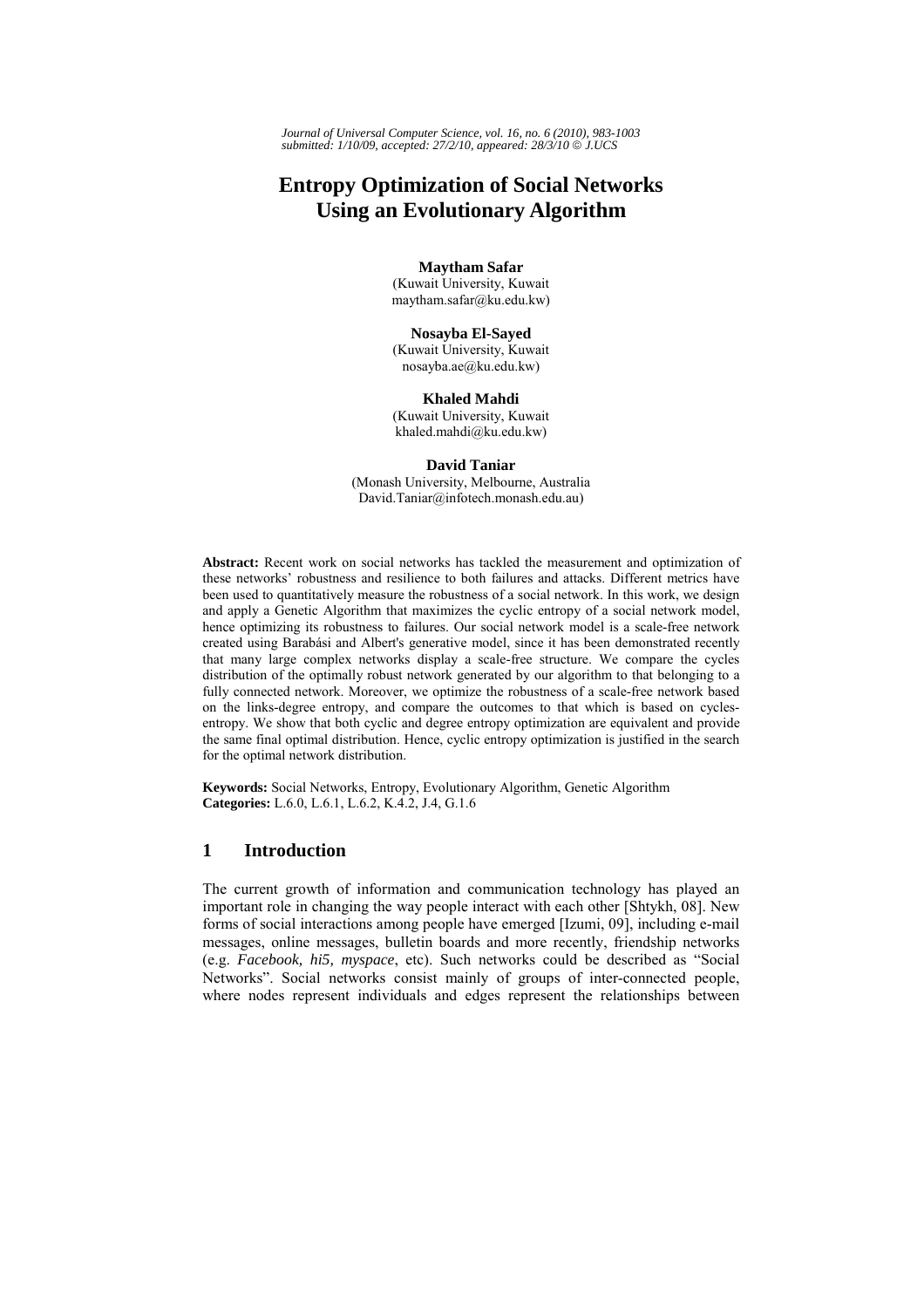# Entropy Optimization of Social Networks Using an Evolutionary Algorithm

**Maytham Safar**
(Kuwait University, Kuwait
maytham.safar@ku.edu.kw)

**Nosayba El-Sayed**
(Kuwait University, Kuwait
nosayba.ae@ku.edu.kw)

**Khaled Mahdi**
(Kuwait University, Kuwait
khaled.mahdi@ku.edu.kw)

**David Taniar**
(Monash University, Melbourne, Australia
David.Taniar@infotech.monash.edu.au)

**Abstract:** Recent work on social networks has tackled the measurement and optimization of these networks' robustness and resilience to both failures and attacks. Different metrics have been used to quantitatively measure the robustness of a social network. In this work, we design and apply a Genetic Algorithm that maximizes the cyclic entropy of a social network model, hence optimizing its robustness to failures. Our social network model is a scale-free network created using Barabási and Albert's generative model, since it has been demonstrated recently that many large complex networks display a scale-free structure. We compare the cycles distribution of the optimally robust network generated by our algorithm to that belonging to a fully connected network. Moreover, we optimize the robustness of a scale-free network based on the links-degree entropy, and compare the outcomes to that which is based on cycles-entropy. We show that both cyclic and degree entropy optimization are equivalent and provide the same final optimal distribution. Hence, cyclic entropy optimization is justified in the search for the optimal network distribution.

**Keywords:** Social Networks, Entropy, Evolutionary Algorithm, Genetic Algorithm
**Categories:** L.6.0, L.6.1, L.6.2, K.4.2, J.4, G.1.6

## 1 Introduction

The current growth of information and communication technology has played an important role in changing the way people interact with each other [Shtykh, 08]. New forms of social interactions among people have emerged [Izumi, 09], including e-mail messages, online messages, bulletin boards and more recently, friendship networks (e.g. *Facebook, hi5, myspace*, etc). Such networks could be described as "Social Networks". Social networks consist mainly of groups of inter-connected people, where nodes represent individuals and edges represent the relationships between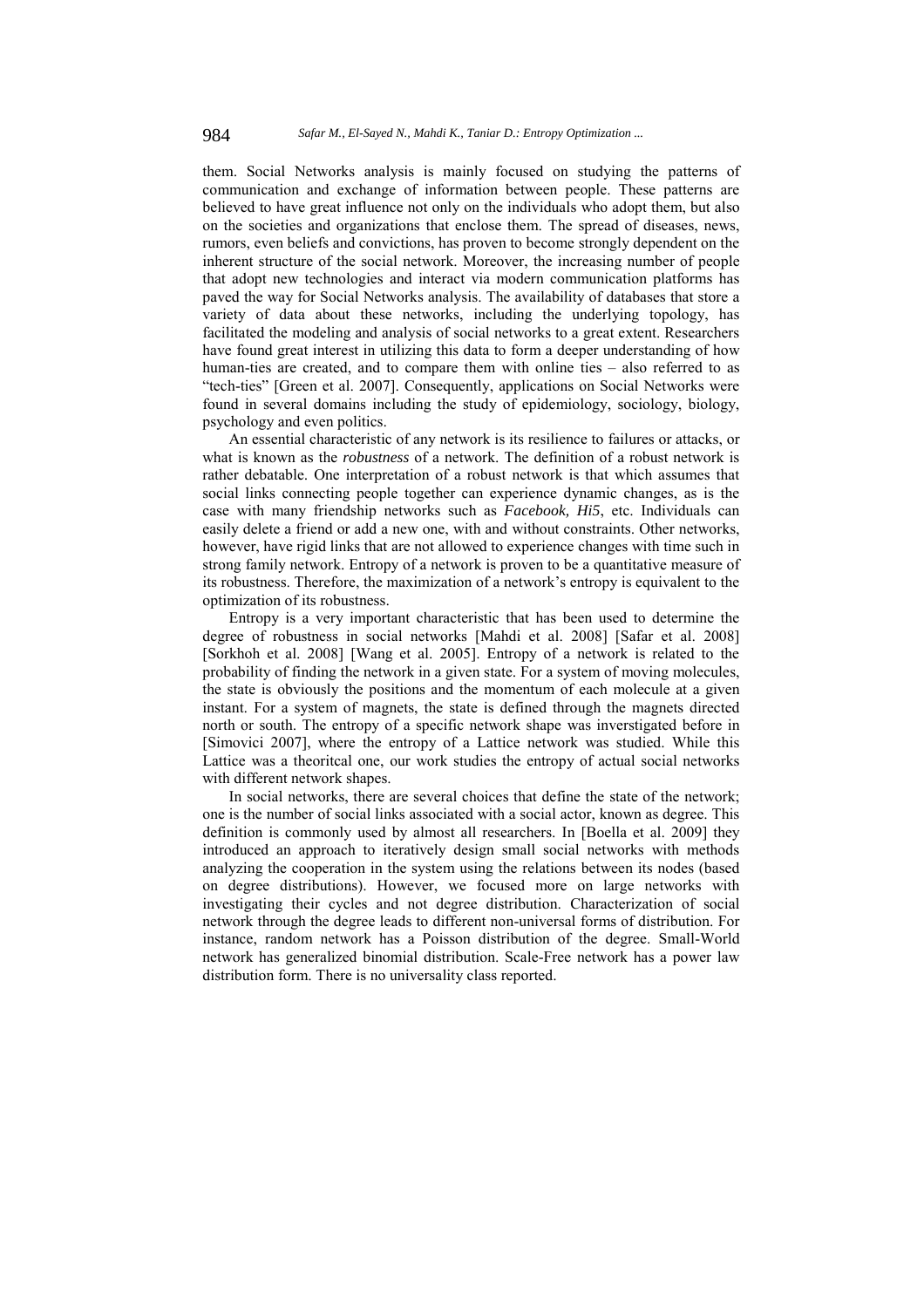them. Social Networks analysis is mainly focused on studying the patterns of communication and exchange of information between people. These patterns are believed to have great influence not only on the individuals who adopt them, but also on the societies and organizations that enclose them. The spread of diseases, news, rumors, even beliefs and convictions, has proven to become strongly dependent on the inherent structure of the social network. Moreover, the increasing number of people that adopt new technologies and interact via modern communication platforms has paved the way for Social Networks analysis. The availability of databases that store a variety of data about these networks, including the underlying topology, has facilitated the modeling and analysis of social networks to a great extent. Researchers have found great interest in utilizing this data to form a deeper understanding of how human-ties are created, and to compare them with online ties – also referred to as "tech-ties" [Green et al. 2007]. Consequently, applications on Social Networks were found in several domains including the study of epidemiology, sociology, biology, psychology and even politics.

An essential characteristic of any network is its resilience to failures or attacks, or what is known as the *robustness* of a network. The definition of a robust network is rather debatable. One interpretation of a robust network is that which assumes that social links connecting people together can experience dynamic changes, as is the case with many friendship networks such as *Facebook, Hi5*, etc. Individuals can easily delete a friend or add a new one, with and without constraints. Other networks, however, have rigid links that are not allowed to experience changes with time such in strong family network. Entropy of a network is proven to be a quantitative measure of its robustness. Therefore, the maximization of a network's entropy is equivalent to the optimization of its robustness.

Entropy is a very important characteristic that has been used to determine the degree of robustness in social networks [Mahdi et al. 2008] [Safar et al. 2008] [Sorkhoh et al. 2008] [Wang et al. 2005]. Entropy of a network is related to the probability of finding the network in a given state. For a system of moving molecules, the state is obviously the positions and the momentum of each molecule at a given instant. For a system of magnets, the state is defined through the magnets directed north or south. The entropy of a specific network shape was inverstigated before in [Simovici 2007], where the entropy of a Lattice network was studied. While this Lattice was a theoritcal one, our work studies the entropy of actual social networks with different network shapes.

In social networks, there are several choices that define the state of the network; one is the number of social links associated with a social actor, known as degree. This definition is commonly used by almost all researchers. In [Boella et al. 2009] they introduced an approach to iteratively design small social networks with methods analyzing the cooperation in the system using the relations between its nodes (based on degree distributions). However, we focused more on large networks with investigating their cycles and not degree distribution. Characterization of social network through the degree leads to different non-universal forms of distribution. For instance, random network has a Poisson distribution of the degree. Small-World network has generalized binomial distribution. Scale-Free network has a power law distribution form. There is no universality class reported.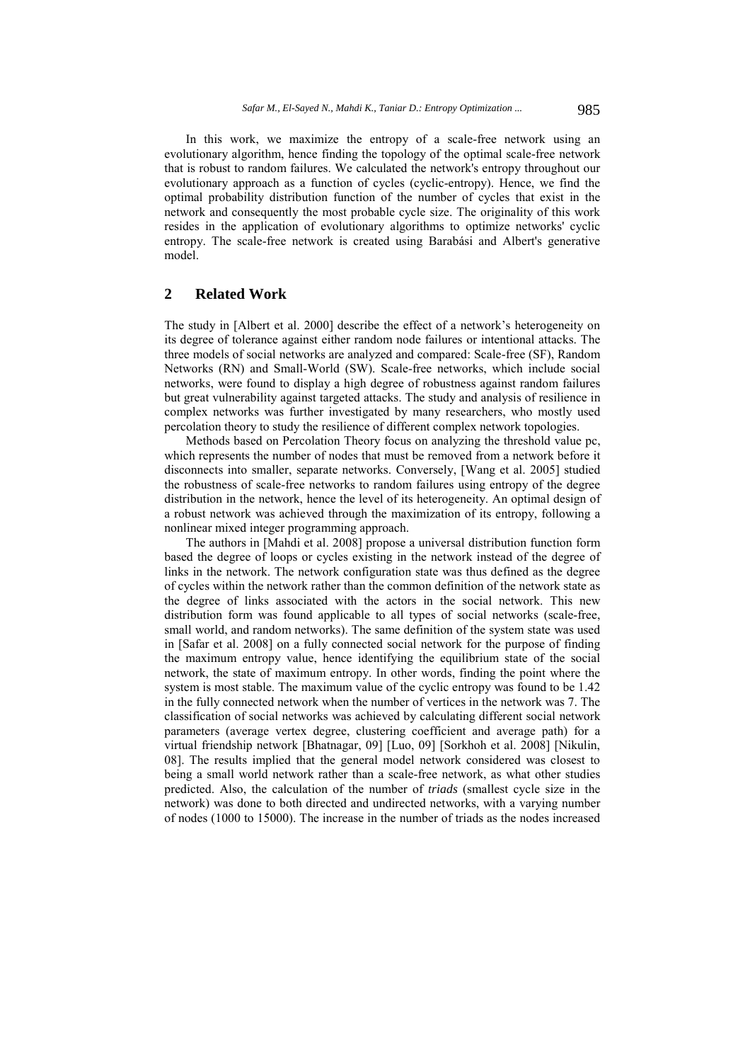In this work, we maximize the entropy of a scale-free network using an evolutionary algorithm, hence finding the topology of the optimal scale-free network that is robust to random failures. We calculated the network's entropy throughout our evolutionary approach as a function of cycles (cyclic-entropy). Hence, we find the optimal probability distribution function of the number of cycles that exist in the network and consequently the most probable cycle size. The originality of this work resides in the application of evolutionary algorithms to optimize networks' cyclic entropy. The scale-free network is created using Barabási and Albert's generative model.

## 2 Related Work

The study in [Albert et al. 2000] describe the effect of a network's heterogeneity on its degree of tolerance against either random node failures or intentional attacks. The three models of social networks are analyzed and compared: Scale-free (SF), Random Networks (RN) and Small-World (SW). Scale-free networks, which include social networks, were found to display a high degree of robustness against random failures but great vulnerability against targeted attacks. The study and analysis of resilience in complex networks was further investigated by many researchers, who mostly used percolation theory to study the resilience of different complex network topologies.

Methods based on Percolation Theory focus on analyzing the threshold value pc, which represents the number of nodes that must be removed from a network before it disconnects into smaller, separate networks. Conversely, [Wang et al. 2005] studied the robustness of scale-free networks to random failures using entropy of the degree distribution in the network, hence the level of its heterogeneity. An optimal design of a robust network was achieved through the maximization of its entropy, following a nonlinear mixed integer programming approach.

The authors in [Mahdi et al. 2008] propose a universal distribution function form based the degree of loops or cycles existing in the network instead of the degree of links in the network. The network configuration state was thus defined as the degree of cycles within the network rather than the common definition of the network state as the degree of links associated with the actors in the social network. This new distribution form was found applicable to all types of social networks (scale-free, small world, and random networks). The same definition of the system state was used in [Safar et al. 2008] on a fully connected social network for the purpose of finding the maximum entropy value, hence identifying the equilibrium state of the social network, the state of maximum entropy. In other words, finding the point where the system is most stable. The maximum value of the cyclic entropy was found to be 1.42 in the fully connected network when the number of vertices in the network was 7. The classification of social networks was achieved by calculating different social network parameters (average vertex degree, clustering coefficient and average path) for a virtual friendship network [Bhatnagar, 09] [Luo, 09] [Sorkhoh et al. 2008] [Nikulin, 08]. The results implied that the general model network considered was closest to being a small world network rather than a scale-free network, as what other studies predicted. Also, the calculation of the number of *triads* (smallest cycle size in the network) was done to both directed and undirected networks, with a varying number of nodes (1000 to 15000). The increase in the number of triads as the nodes increased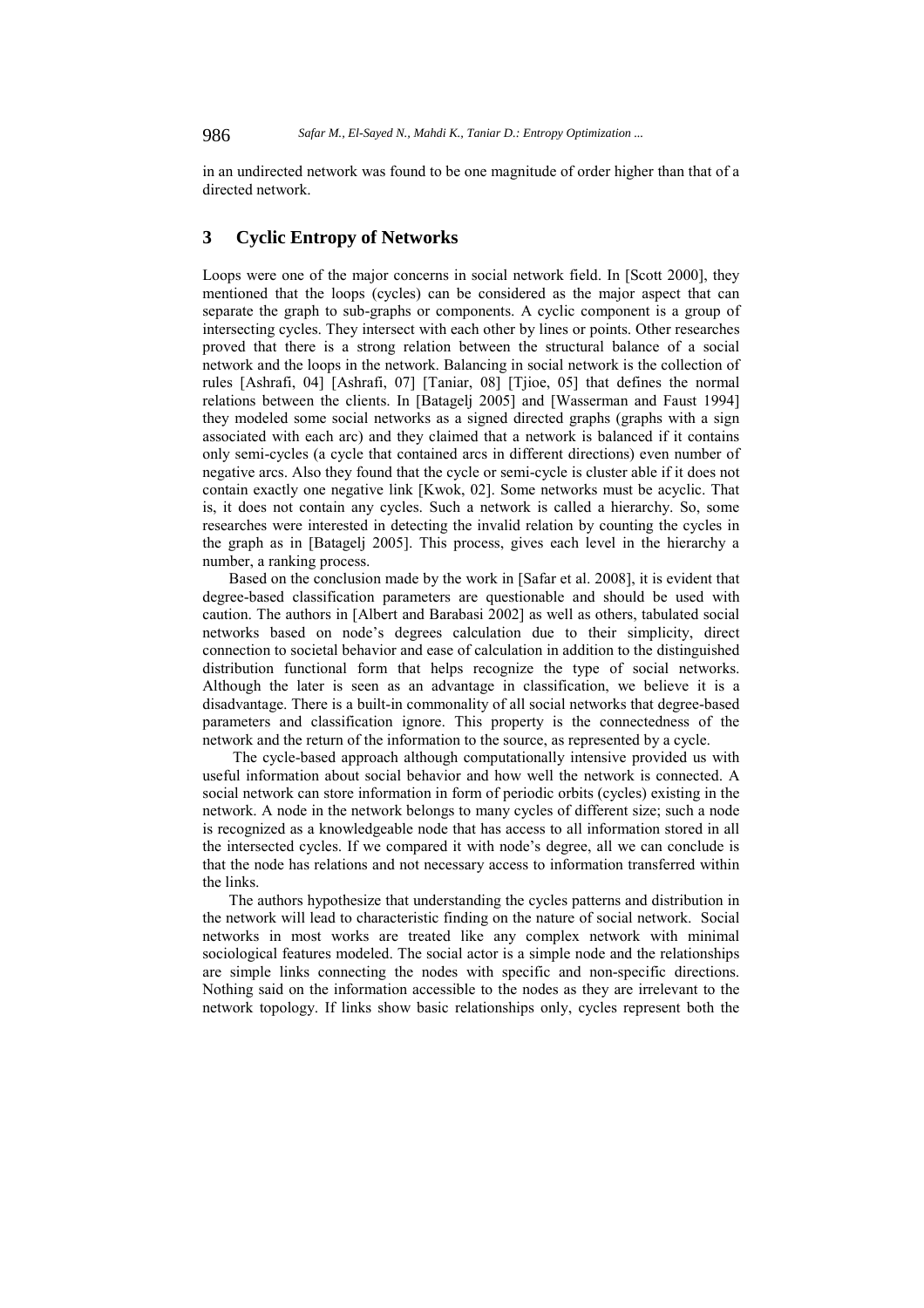in an undirected network was found to be one magnitude of order higher than that of a directed network.

## 3 Cyclic Entropy of Networks

Loops were one of the major concerns in social network field. In [Scott 2000], they mentioned that the loops (cycles) can be considered as the major aspect that can separate the graph to sub-graphs or components. A cyclic component is a group of intersecting cycles. They intersect with each other by lines or points. Other researches proved that there is a strong relation between the structural balance of a social network and the loops in the network. Balancing in social network is the collection of rules [Ashrafi, 04] [Ashrafi, 07] [Taniar, 08] [Tjioe, 05] that defines the normal relations between the clients. In [Batagelj 2005] and [Wasserman and Faust 1994] they modeled some social networks as a signed directed graphs (graphs with a sign associated with each arc) and they claimed that a network is balanced if it contains only semi-cycles (a cycle that contained arcs in different directions) even number of negative arcs. Also they found that the cycle or semi-cycle is cluster able if it does not contain exactly one negative link [Kwok, 02]. Some networks must be acyclic. That is, it does not contain any cycles. Such a network is called a hierarchy. So, some researches were interested in detecting the invalid relation by counting the cycles in the graph as in [Batagelj 2005]. This process, gives each level in the hierarchy a number, a ranking process.

Based on the conclusion made by the work in [Safar et al. 2008], it is evident that degree-based classification parameters are questionable and should be used with caution. The authors in [Albert and Barabasi 2002] as well as others, tabulated social networks based on node's degrees calculation due to their simplicity, direct connection to societal behavior and ease of calculation in addition to the distinguished distribution functional form that helps recognize the type of social networks. Although the later is seen as an advantage in classification, we believe it is a disadvantage. There is a built-in commonality of all social networks that degree-based parameters and classification ignore. This property is the connectedness of the network and the return of the information to the source, as represented by a cycle.

The cycle-based approach although computationally intensive provided us with useful information about social behavior and how well the network is connected. A social network can store information in form of periodic orbits (cycles) existing in the network. A node in the network belongs to many cycles of different size; such a node is recognized as a knowledgeable node that has access to all information stored in all the intersected cycles. If we compared it with node's degree, all we can conclude is that the node has relations and not necessary access to information transferred within the links.

The authors hypothesize that understanding the cycles patterns and distribution in the network will lead to characteristic finding on the nature of social network. Social networks in most works are treated like any complex network with minimal sociological features modeled. The social actor is a simple node and the relationships are simple links connecting the nodes with specific and non-specific directions. Nothing said on the information accessible to the nodes as they are irrelevant to the network topology. If links show basic relationships only, cycles represent both the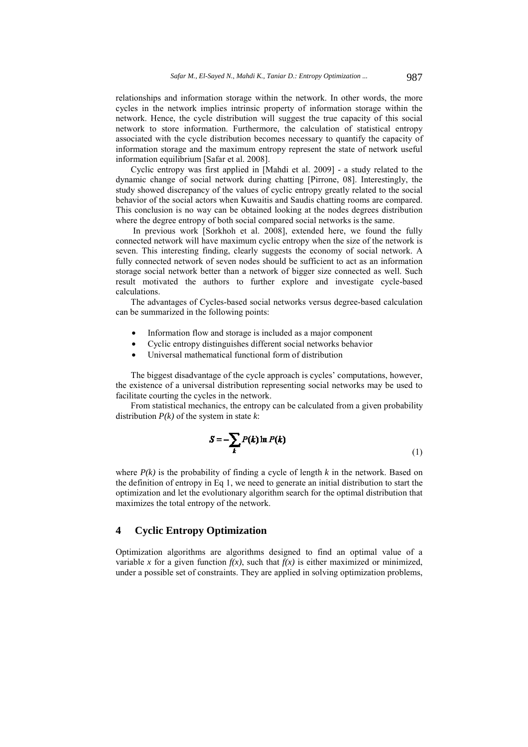relationships and information storage within the network. In other words, the more cycles in the network implies intrinsic property of information storage within the network. Hence, the cycle distribution will suggest the true capacity of this social network to store information. Furthermore, the calculation of statistical entropy associated with the cycle distribution becomes necessary to quantify the capacity of information storage and the maximum entropy represent the state of network useful information equilibrium [Safar et al. 2008].

Cyclic entropy was first applied in [Mahdi et al. 2009] - a study related to the dynamic change of social network during chatting [Pirrone, 08]. Interestingly, the study showed discrepancy of the values of cyclic entropy greatly related to the social behavior of the social actors when Kuwaitis and Saudis chatting rooms are compared. This conclusion is no way can be obtained looking at the nodes degrees distribution where the degree entropy of both social compared social networks is the same.

In previous work [Sorkhoh et al. 2008], extended here, we found the fully connected network will have maximum cyclic entropy when the size of the network is seven. This interesting finding, clearly suggests the economy of social network. A fully connected network of seven nodes should be sufficient to act as an information storage social network better than a network of bigger size connected as well. Such result motivated the authors to further explore and investigate cycle-based calculations.

The advantages of Cycles-based social networks versus degree-based calculation can be summarized in the following points:

- Information flow and storage is included as a major component
- Cyclic entropy distinguishes different social networks behavior
- Universal mathematical functional form of distribution

The biggest disadvantage of the cycle approach is cycles' computations, however, the existence of a universal distribution representing social networks may be used to facilitate courting the cycles in the network.

From statistical mechanics, the entropy can be calculated from a given probability distribution *P(k)* of the system in state *k*:

$$S = -\sum_{k} P(k) \ln P(k) \tag{1}$$

where *P(k)* is the probability of finding a cycle of length *k* in the network. Based on the definition of entropy in Eq 1, we need to generate an initial distribution to start the optimization and let the evolutionary algorithm search for the optimal distribution that maximizes the total entropy of the network.

## 4 Cyclic Entropy Optimization

Optimization algorithms are algorithms designed to find an optimal value of a variable *x* for a given function *f(x)*, such that *f(x)* is either maximized or minimized, under a possible set of constraints. They are applied in solving optimization problems,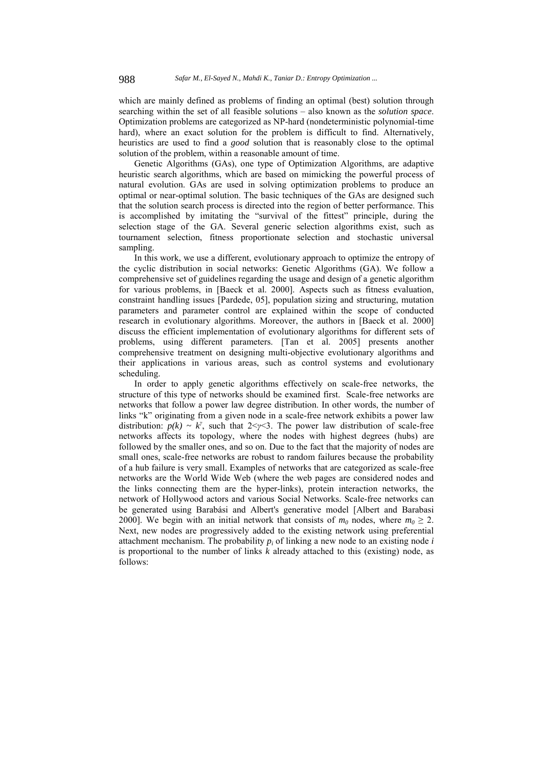which are mainly defined as problems of finding an optimal (best) solution through searching within the set of all feasible solutions – also known as the *solution space*. Optimization problems are categorized as NP-hard (nondeterministic polynomial-time hard), where an exact solution for the problem is difficult to find. Alternatively, heuristics are used to find a *good* solution that is reasonably close to the optimal solution of the problem, within a reasonable amount of time.

Genetic Algorithms (GAs), one type of Optimization Algorithms, are adaptive heuristic search algorithms, which are based on mimicking the powerful process of natural evolution. GAs are used in solving optimization problems to produce an optimal or near-optimal solution. The basic techniques of the GAs are designed such that the solution search process is directed into the region of better performance. This is accomplished by imitating the "survival of the fittest" principle, during the selection stage of the GA. Several generic selection algorithms exist, such as tournament selection, fitness proportionate selection and stochastic universal sampling.

In this work, we use a different, evolutionary approach to optimize the entropy of the cyclic distribution in social networks: Genetic Algorithms (GA). We follow a comprehensive set of guidelines regarding the usage and design of a genetic algorithm for various problems, in [Baeck et al. 2000]. Aspects such as fitness evaluation, constraint handling issues [Pardede, 05], population sizing and structuring, mutation parameters and parameter control are explained within the scope of conducted research in evolutionary algorithms. Moreover, the authors in [Baeck et al. 2000] discuss the efficient implementation of evolutionary algorithms for different sets of problems, using different parameters. [Tan et al. 2005] presents another comprehensive treatment on designing multi-objective evolutionary algorithms and their applications in various areas, such as control systems and evolutionary scheduling.

In order to apply genetic algorithms effectively on scale-free networks, the structure of this type of networks should be examined first. Scale-free networks are networks that follow a power law degree distribution. In other words, the number of links "k" originating from a given node in a scale-free network exhibits a power law distribution: $p(k) \sim k^{\gamma}$, such that $2<\gamma<3$. The power law distribution of scale-free networks affects its topology, where the nodes with highest degrees (hubs) are followed by the smaller ones, and so on. Due to the fact that the majority of nodes are small ones, scale-free networks are robust to random failures because the probability of a hub failure is very small. Examples of networks that are categorized as scale-free networks are the World Wide Web (where the web pages are considered nodes and the links connecting them are the hyper-links), protein interaction networks, the network of Hollywood actors and various Social Networks. Scale-free networks can be generated using Barabási and Albert's generative model [Albert and Barabasi 2000]. We begin with an initial network that consists of $m_0$ nodes, where $m_0 \geq 2$. Next, new nodes are progressively added to the existing network using preferential attachment mechanism. The probability $p_i$ of linking a new node to an existing node *i* is proportional to the number of links *k* already attached to this (existing) node, as follows: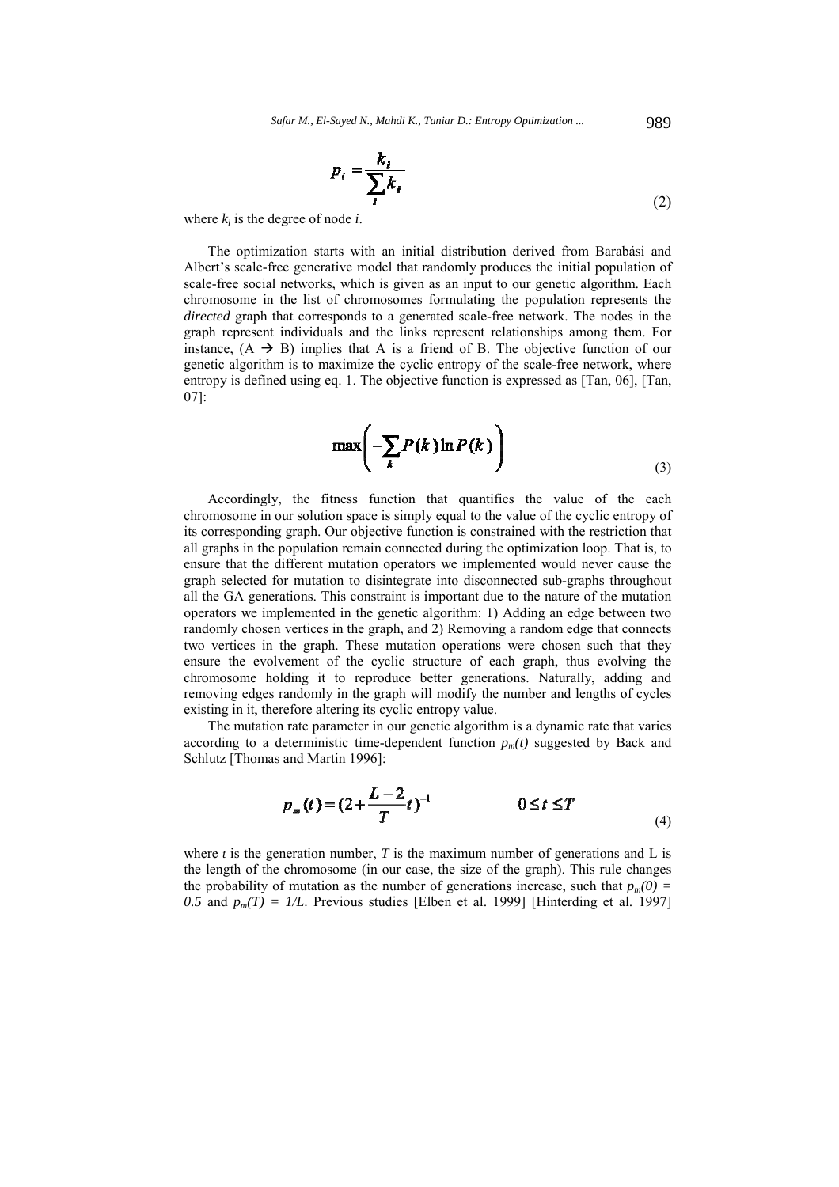$$p_i = \frac{k_i}{\sum_i k_i} \tag{2}$$

where $k_i$ is the degree of node $i$.

The optimization starts with an initial distribution derived from Barabási and Albert's scale-free generative model that randomly produces the initial population of scale-free social networks, which is given as an input to our genetic algorithm. Each chromosome in the list of chromosomes formulating the population represents the *directed* graph that corresponds to a generated scale-free network. The nodes in the graph represent individuals and the links represent relationships among them. For instance, (A $\rightarrow$ B) implies that A is a friend of B. The objective function of our genetic algorithm is to maximize the cyclic entropy of the scale-free network, where entropy is defined using eq. 1. The objective function is expressed as [Tan, 06], [Tan, 07]:

$$\max\left(-\sum_k P(k)\ln P(k)\right) \tag{3}$$

Accordingly, the fitness function that quantifies the value of the each chromosome in our solution space is simply equal to the value of the cyclic entropy of its corresponding graph. Our objective function is constrained with the restriction that all graphs in the population remain connected during the optimization loop. That is, to ensure that the different mutation operators we implemented would never cause the graph selected for mutation to disintegrate into disconnected sub-graphs throughout all the GA generations. This constraint is important due to the nature of the mutation operators we implemented in the genetic algorithm: 1) Adding an edge between two randomly chosen vertices in the graph, and 2) Removing a random edge that connects two vertices in the graph. These mutation operations were chosen such that they ensure the evolvement of the cyclic structure of each graph, thus evolving the chromosome holding it to reproduce better generations. Naturally, adding and removing edges randomly in the graph will modify the number and lengths of cycles existing in it, therefore altering its cyclic entropy value.

The mutation rate parameter in our genetic algorithm is a dynamic rate that varies according to a deterministic time-dependent function $p_m(t)$ suggested by Back and Schlutz [Thomas and Martin 1996]:

$$p_m(t) = \left(2 + \frac{L-2}{T}t\right)^{-1} \qquad 0 \leq t \leq T \tag{4}$$

where $t$ is the generation number, $T$ is the maximum number of generations and L is the length of the chromosome (in our case, the size of the graph). This rule changes the probability of mutation as the number of generations increase, such that $p_m(0) = 0.5$ and $p_m(T) = 1/L$. Previous studies [Elben et al. 1999] [Hinterding et al. 1997]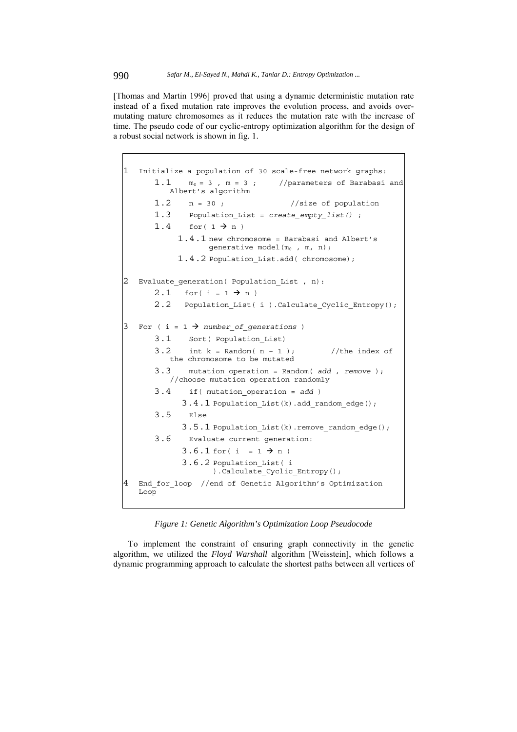[Thomas and Martin 1996] proved that using a dynamic deterministic mutation rate instead of a fixed mutation rate improves the evolution process, and avoids over-mutating mature chromosomes as it reduces the mutation rate with the increase of time. The pseudo code of our cyclic-entropy optimization algorithm for the design of a robust social network is shown in fig. 1.

```
1  Initialize a population of 30 scale-free network graphs:
      1.1   m0 = 3 , m = 3 ;      //parameters of Barabasi and
            Albert's algorithm
      1.2   n = 30 ;              //size of population
      1.3   Population_List = create_empty_list() ;
      1.4   for( 1 → n )
           1.4.1 new chromosome = Barabasi and Albert's
                 generative model(m0 , m, n);
           1.4.2 Population_List.add( chromosome);

2  Evaluate_generation( Population_List , n):
      2.1   for( i = 1 → n )
      2.2   Population_List( i ).Calculate_Cyclic_Entropy();

3  For ( i = 1 → number_of_generations )
      3.1   Sort( Population_List)
      3.2   int k = Random( n - 1 );        //the index of
            the chromosome to be mutated
      3.3   mutation_operation = Random( add , remove );
            //choose mutation operation randomly
      3.4   if( mutation_operation = add )
            3.4.1 Population_List(k).add_random_edge();
      3.5   Else
            3.5.1 Population_List(k).remove_random_edge();
      3.6   Evaluate current generation:
            3.6.1 for( i  = 1 → n )
            3.6.2 Population_List( i
                  ).Calculate_Cyclic_Entropy();
4  End_for_loop  //end of Genetic Algorithm's Optimization
   Loop
```

*Figure 1: Genetic Algorithm's Optimization Loop Pseudocode*

To implement the constraint of ensuring graph connectivity in the genetic algorithm, we utilized the *Floyd Warshall* algorithm [Weisstein], which follows a dynamic programming approach to calculate the shortest paths between all vertices of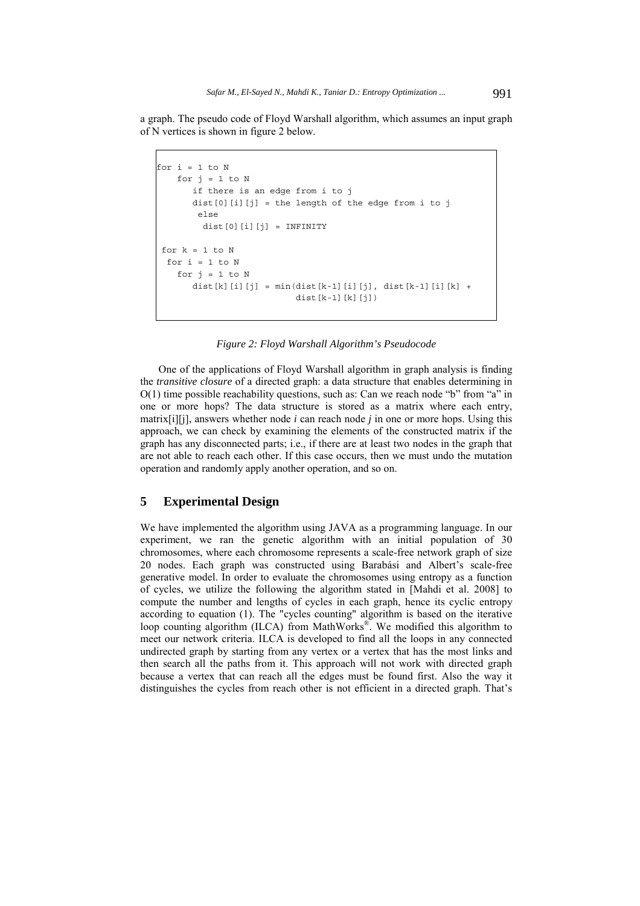a graph. The pseudo code of Floyd Warshall algorithm, which assumes an input graph of N vertices is shown in figure 2 below.

```
for i = 1 to N
    for j = 1 to N
       if there is an edge from i to j
       dist[0][i][j] = the length of the edge from i to j
        else
         dist[0][i][j] = INFINITY

 for k = 1 to N
  for i = 1 to N
    for j = 1 to N
       dist[k][i][j] = min(dist[k-1][i][j], dist[k-1][i][k] +
                           dist[k-1][k][j])
```

*Figure 2: Floyd Warshall Algorithm's Pseudocode*

One of the applications of Floyd Warshall algorithm in graph analysis is finding the *transitive closure* of a directed graph: a data structure that enables determining in O(1) time possible reachability questions, such as: Can we reach node "b" from "a" in one or more hops? The data structure is stored as a matrix where each entry, matrix[i][j], answers whether node *i* can reach node *j* in one or more hops. Using this approach, we can check by examining the elements of the constructed matrix if the graph has any disconnected parts; i.e., if there are at least two nodes in the graph that are not able to reach each other. If this case occurs, then we must undo the mutation operation and randomly apply another operation, and so on.

## 5 Experimental Design

We have implemented the algorithm using JAVA as a programming language. In our experiment, we ran the genetic algorithm with an initial population of 30 chromosomes, where each chromosome represents a scale-free network graph of size 20 nodes. Each graph was constructed using Barabási and Albert's scale-free generative model. In order to evaluate the chromosomes using entropy as a function of cycles, we utilize the following the algorithm stated in [Mahdi et al. 2008] to compute the number and lengths of cycles in each graph, hence its cyclic entropy according to equation (1). The "cycles counting" algorithm is based on the iterative loop counting algorithm (ILCA) from MathWorks®. We modified this algorithm to meet our network criteria. ILCA is developed to find all the loops in any connected undirected graph by starting from any vertex or a vertex that has the most links and then search all the paths from it. This approach will not work with directed graph because a vertex that can reach all the edges must be found first. Also the way it distinguishes the cycles from reach other is not efficient in a directed graph. That's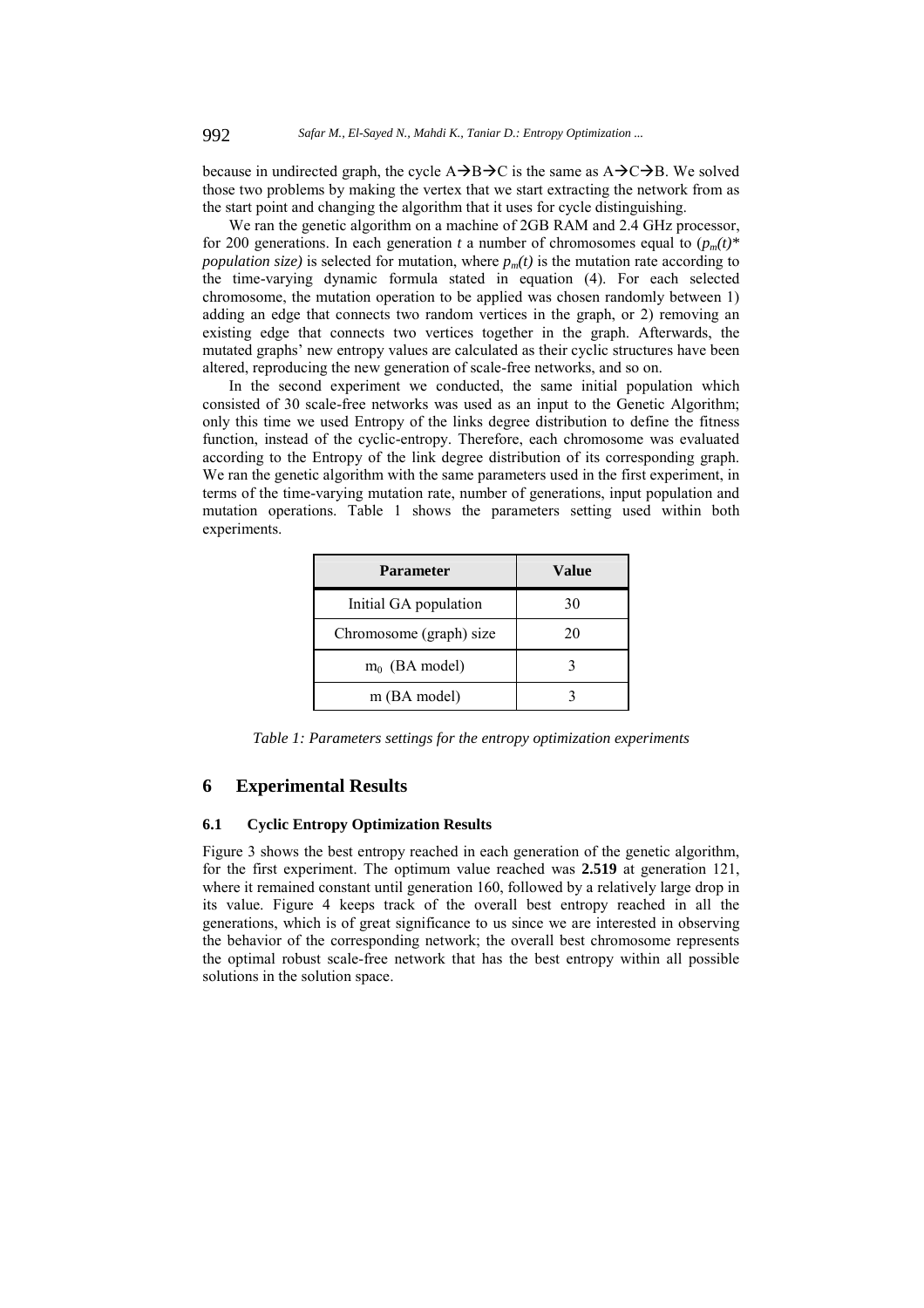because in undirected graph, the cycle A→B→C is the same as A→C→B. We solved those two problems by making the vertex that we start extracting the network from as the start point and changing the algorithm that it uses for cycle distinguishing.

We ran the genetic algorithm on a machine of 2GB RAM and 2.4 GHz processor, for 200 generations. In each generation $t$ a number of chromosomes equal to ($p_m(t)$* *population size*) is selected for mutation, where $p_m(t)$ is the mutation rate according to the time-varying dynamic formula stated in equation (4). For each selected chromosome, the mutation operation to be applied was chosen randomly between 1) adding an edge that connects two random vertices in the graph, or 2) removing an existing edge that connects two vertices together in the graph. Afterwards, the mutated graphs' new entropy values are calculated as their cyclic structures have been altered, reproducing the new generation of scale-free networks, and so on.

In the second experiment we conducted, the same initial population which consisted of 30 scale-free networks was used as an input to the Genetic Algorithm; only this time we used Entropy of the links degree distribution to define the fitness function, instead of the cyclic-entropy. Therefore, each chromosome was evaluated according to the Entropy of the link degree distribution of its corresponding graph. We ran the genetic algorithm with the same parameters used in the first experiment, in terms of the time-varying mutation rate, number of generations, input population and mutation operations. Table 1 shows the parameters setting used within both experiments.

| Parameter | Value |
|---|---|
| Initial GA population | 30 |
| Chromosome (graph) size | 20 |
| $m_0$ (BA model) | 3 |
| m (BA model) | 3 |

*Table 1: Parameters settings for the entropy optimization experiments*

## 6 Experimental Results

### 6.1 Cyclic Entropy Optimization Results

Figure 3 shows the best entropy reached in each generation of the genetic algorithm, for the first experiment. The optimum value reached was **2.519** at generation 121, where it remained constant until generation 160, followed by a relatively large drop in its value. Figure 4 keeps track of the overall best entropy reached in all the generations, which is of great significance to us since we are interested in observing the behavior of the corresponding network; the overall best chromosome represents the optimal robust scale-free network that has the best entropy within all possible solutions in the solution space.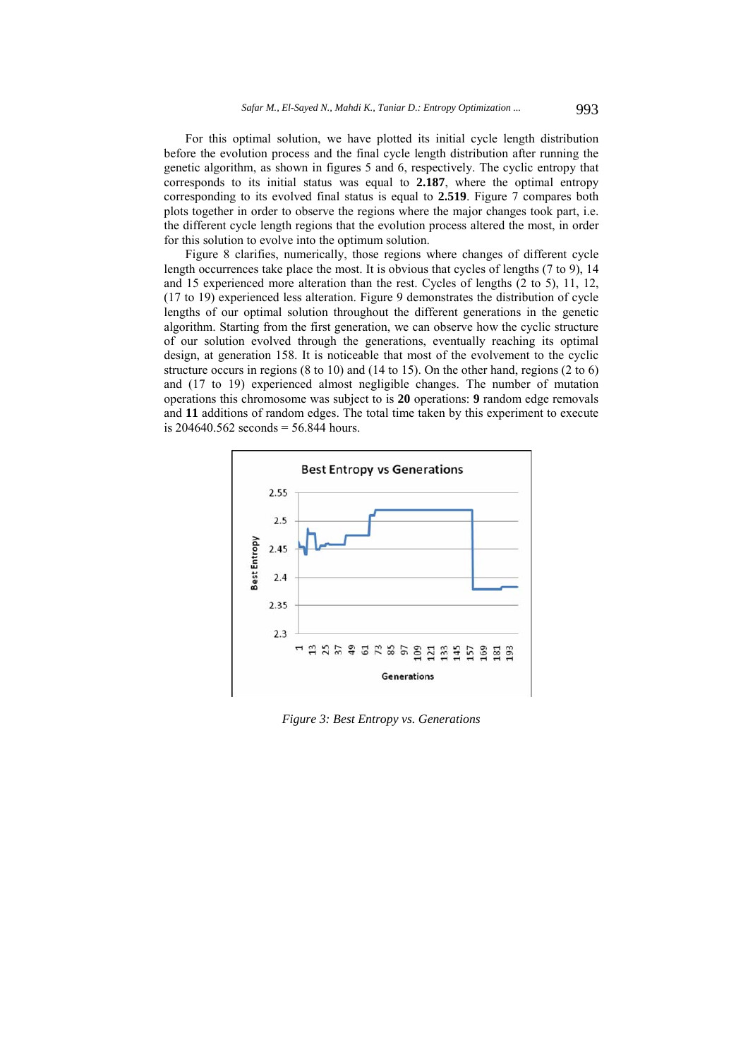For this optimal solution, we have plotted its initial cycle length distribution before the evolution process and the final cycle length distribution after running the genetic algorithm, as shown in figures 5 and 6, respectively. The cyclic entropy that corresponds to its initial status was equal to **2.187**, where the optimal entropy corresponding to its evolved final status is equal to **2.519**. Figure 7 compares both plots together in order to observe the regions where the major changes took part, i.e. the different cycle length regions that the evolution process altered the most, in order for this solution to evolve into the optimum solution.

Figure 8 clarifies, numerically, those regions where changes of different cycle length occurrences take place the most. It is obvious that cycles of lengths (7 to 9), 14 and 15 experienced more alteration than the rest. Cycles of lengths (2 to 5), 11, 12, (17 to 19) experienced less alteration. Figure 9 demonstrates the distribution of cycle lengths of our optimal solution throughout the different generations in the genetic algorithm. Starting from the first generation, we can observe how the cyclic structure of our solution evolved through the generations, eventually reaching its optimal design, at generation 158. It is noticeable that most of the evolvement to the cyclic structure occurs in regions (8 to 10) and (14 to 15). On the other hand, regions (2 to 6) and (17 to 19) experienced almost negligible changes. The number of mutation operations this chromosome was subject to is **20** operations: **9** random edge removals and **11** additions of random edges. The total time taken by this experiment to execute is 204640.562 seconds = 56.844 hours.

*Figure 3: Best Entropy vs. Generations*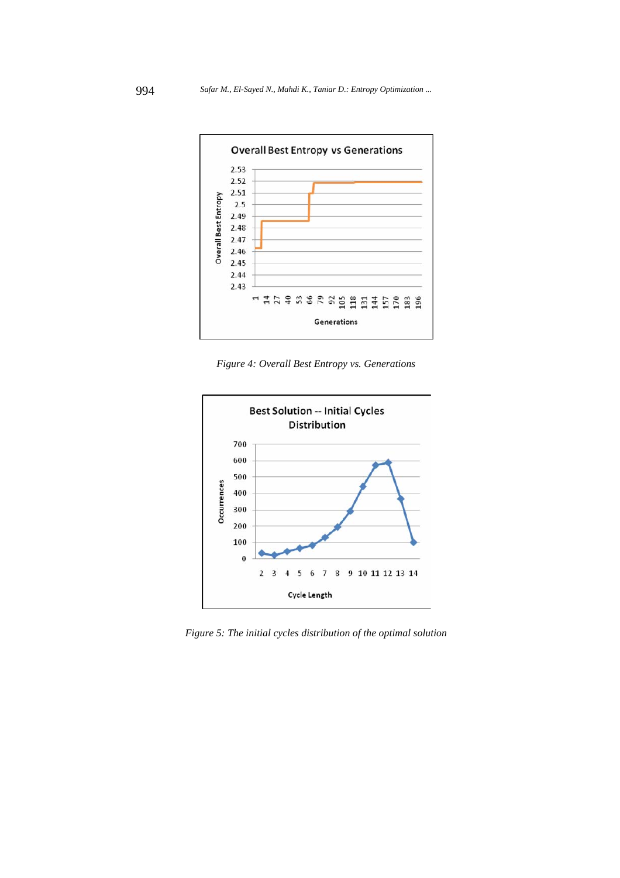Figure 4: Overall Best Entropy vs. Generations

Figure 5: The initial cycles distribution of the optimal solution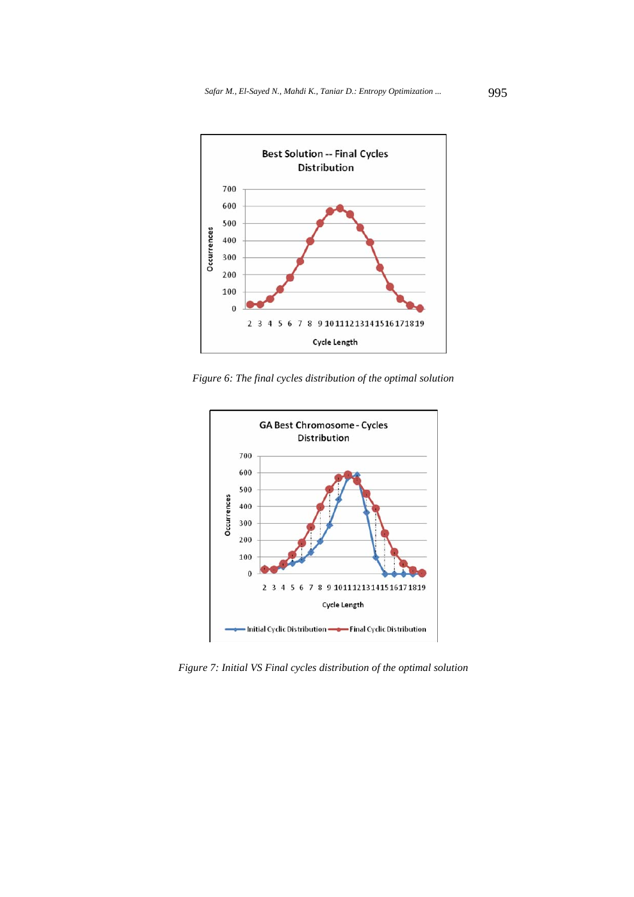Figure 6: The final cycles distribution of the optimal solution

Figure 7: Initial VS Final cycles distribution of the optimal solution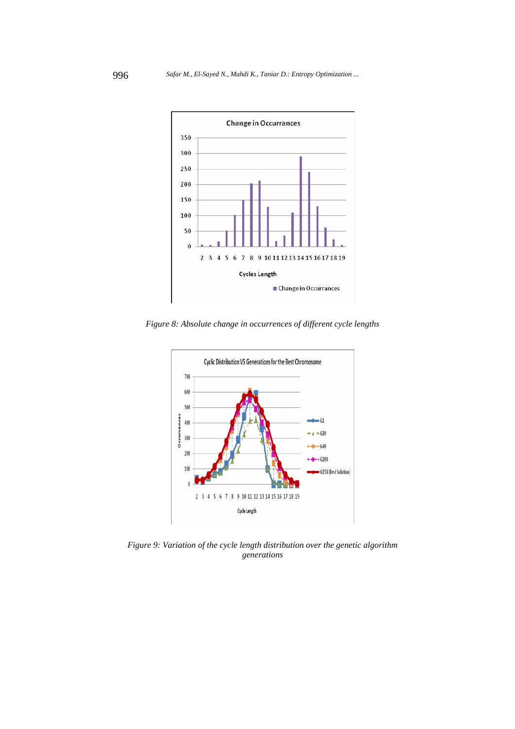Figure 8: Absolute change in occurrences of different cycle lengths

Figure 9: Variation of the cycle length distribution over the genetic algorithm generations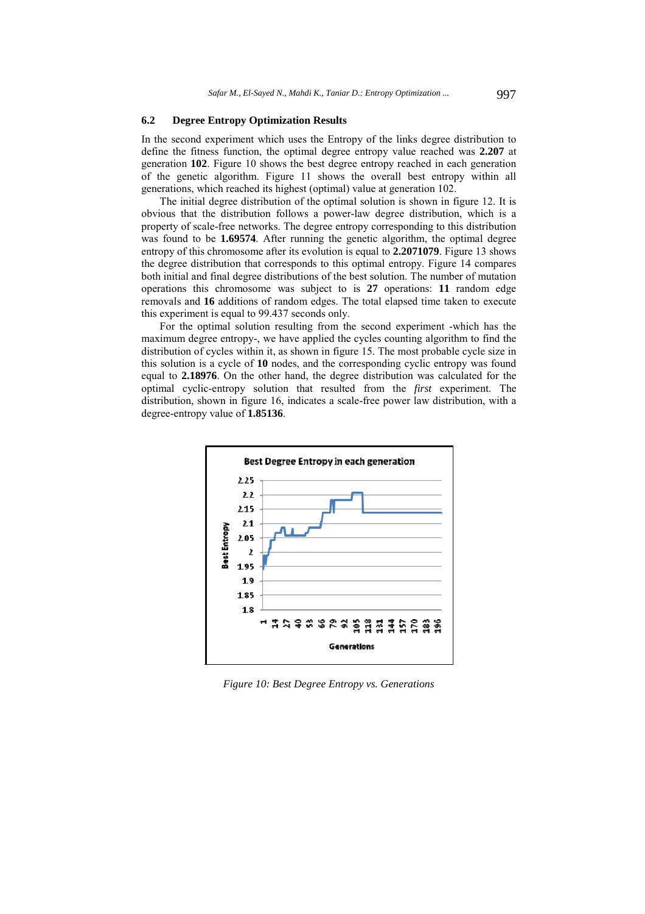### 6.2 Degree Entropy Optimization Results

In the second experiment which uses the Entropy of the links degree distribution to define the fitness function, the optimal degree entropy value reached was **2.207** at generation **102**. Figure 10 shows the best degree entropy reached in each generation of the genetic algorithm. Figure 11 shows the overall best entropy within all generations, which reached its highest (optimal) value at generation 102.

The initial degree distribution of the optimal solution is shown in figure 12. It is obvious that the distribution follows a power-law degree distribution, which is a property of scale-free networks. The degree entropy corresponding to this distribution was found to be **1.69574**. After running the genetic algorithm, the optimal degree entropy of this chromosome after its evolution is equal to **2.2071079**. Figure 13 shows the degree distribution that corresponds to this optimal entropy. Figure 14 compares both initial and final degree distributions of the best solution. The number of mutation operations this chromosome was subject to is **27** operations: **11** random edge removals and **16** additions of random edges. The total elapsed time taken to execute this experiment is equal to 99.437 seconds only.

For the optimal solution resulting from the second experiment -which has the maximum degree entropy-, we have applied the cycles counting algorithm to find the distribution of cycles within it, as shown in figure 15. The most probable cycle size in this solution is a cycle of **10** nodes, and the corresponding cyclic entropy was found equal to **2.18976**. On the other hand, the degree distribution was calculated for the optimal cyclic-entropy solution that resulted from the *first* experiment. The distribution, shown in figure 16, indicates a scale-free power law distribution, with a degree-entropy value of **1.85136**.

*Figure 10: Best Degree Entropy vs. Generations*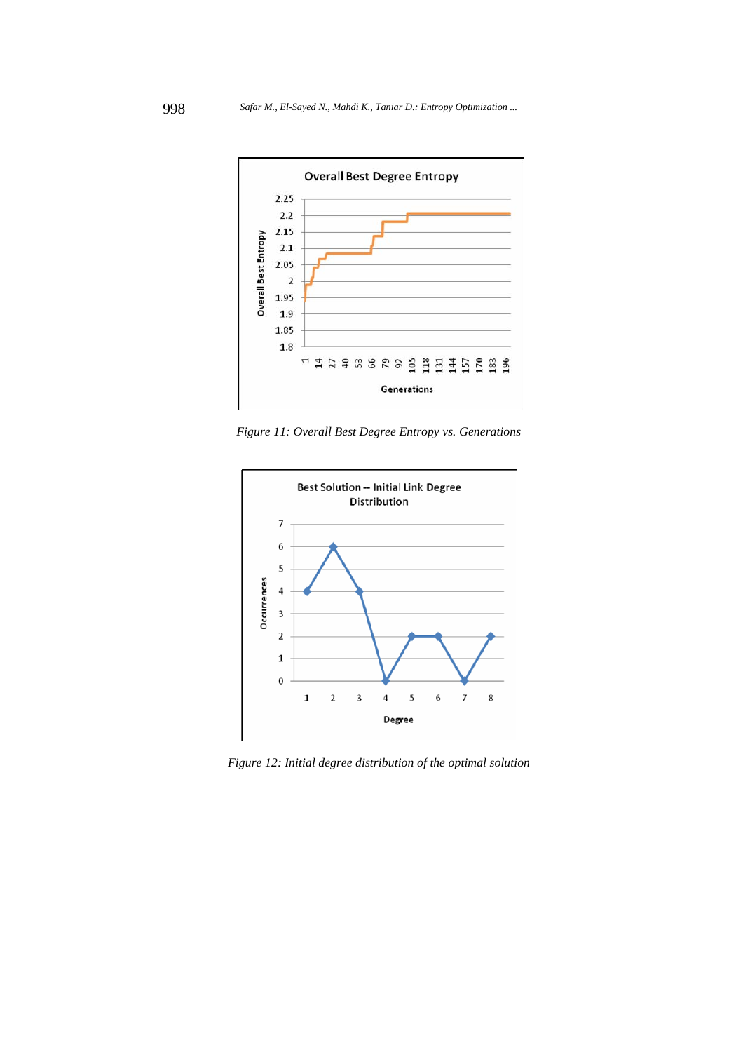Figure 11: Overall Best Degree Entropy vs. Generations

Figure 12: Initial degree distribution of the optimal solution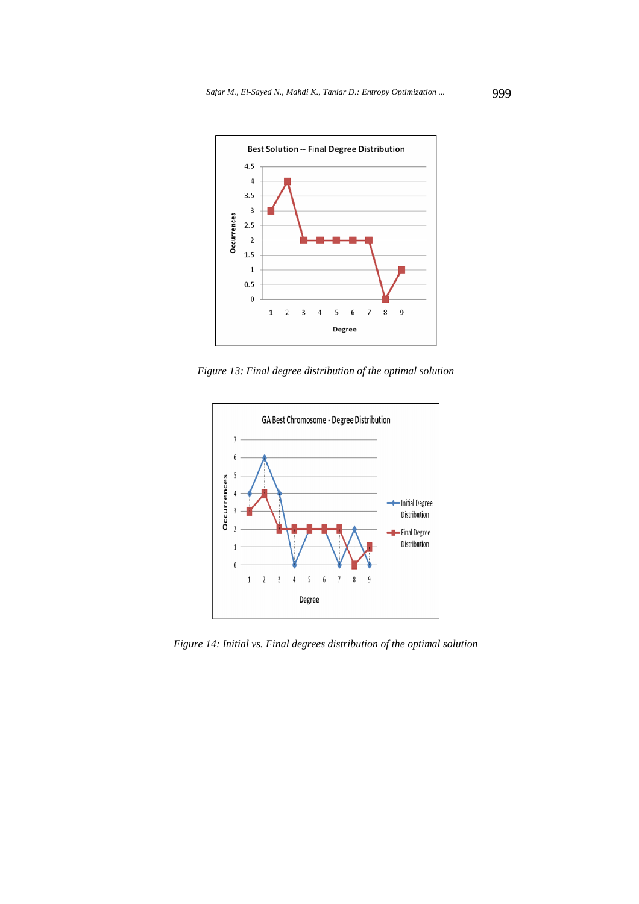Figure 13: Final degree distribution of the optimal solution

Figure 14: Initial vs. Final degrees distribution of the optimal solution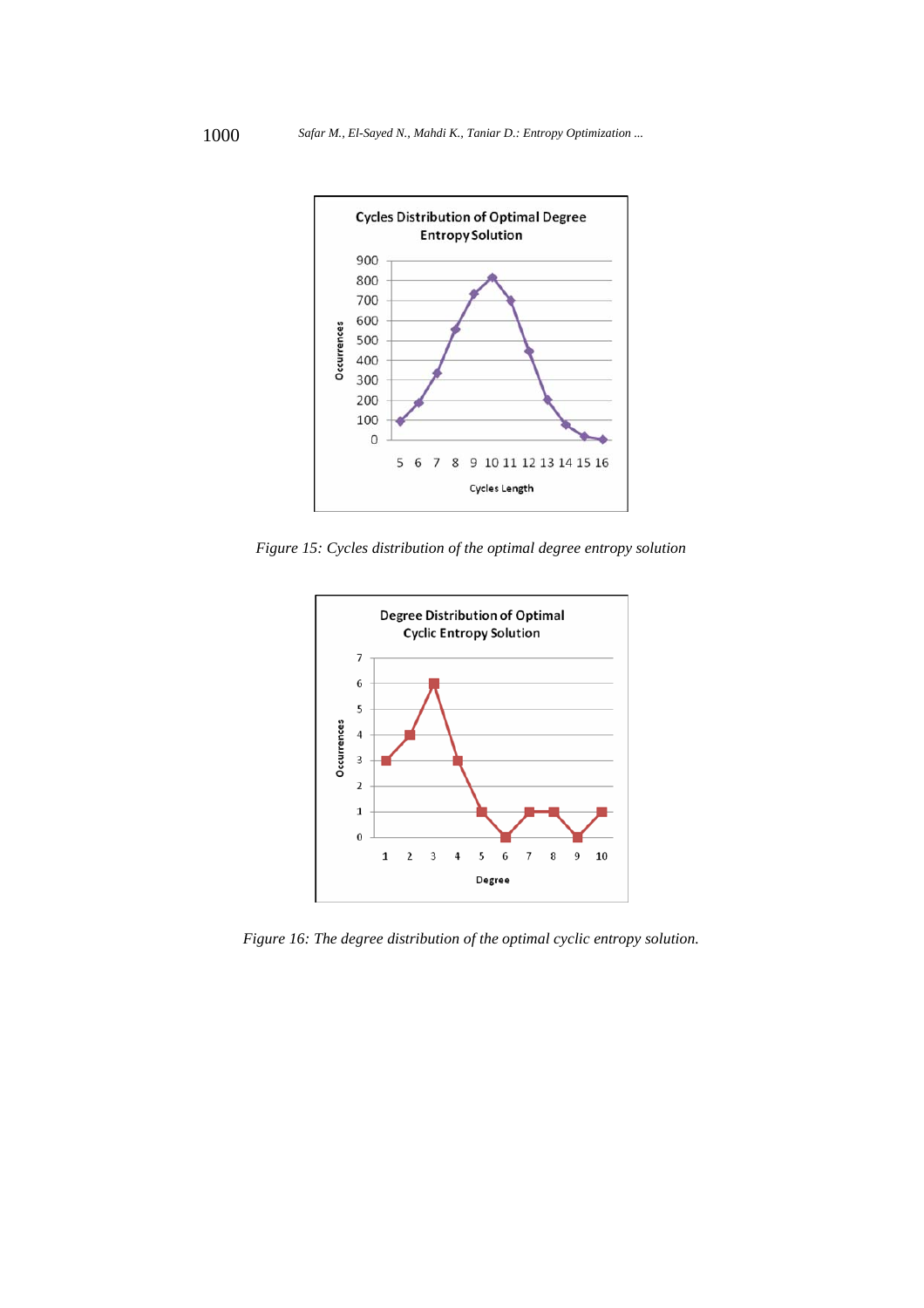*Figure 15: Cycles distribution of the optimal degree entropy solution*

*Figure 16: The degree distribution of the optimal cyclic entropy solution.*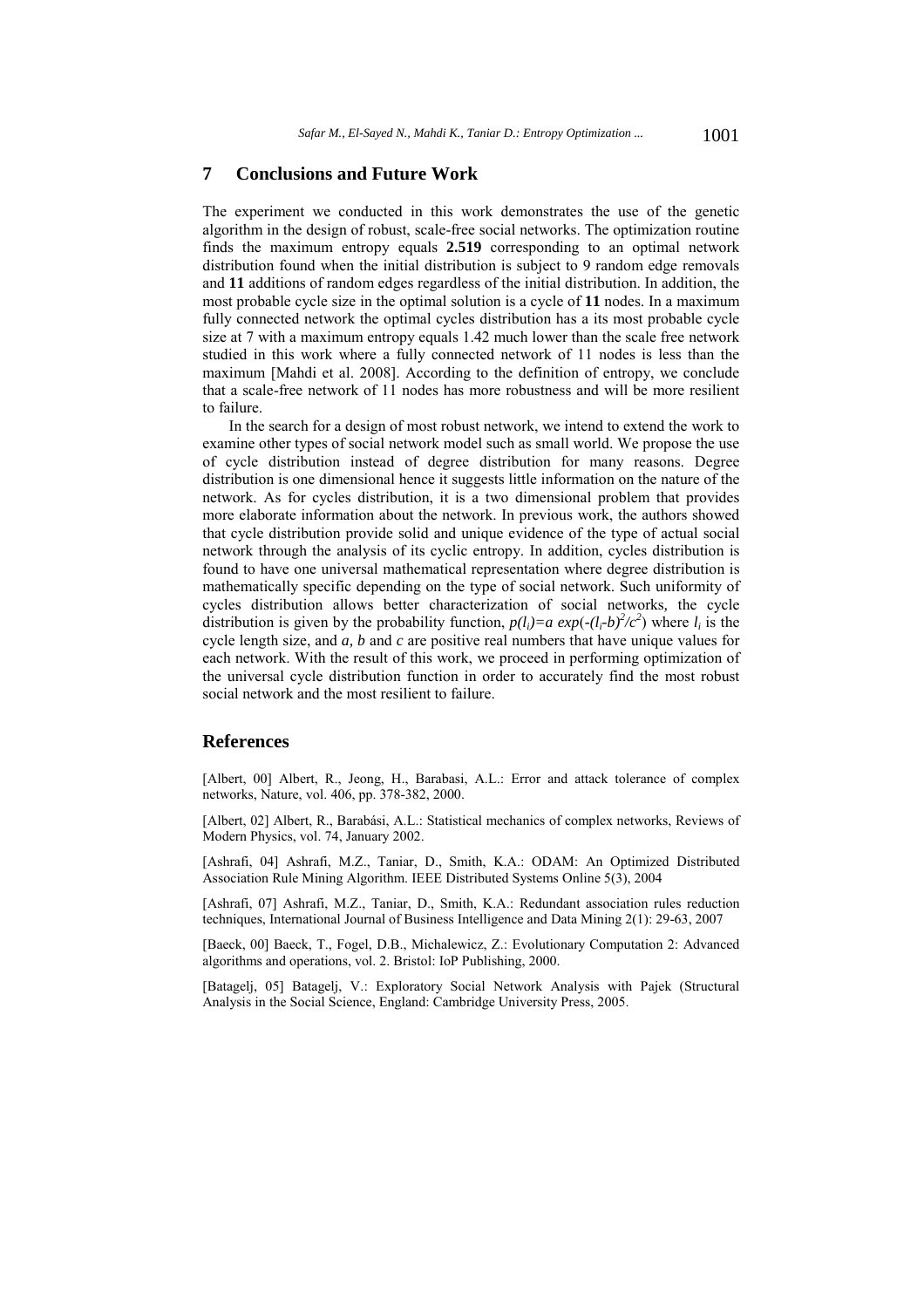## 7 Conclusions and Future Work

The experiment we conducted in this work demonstrates the use of the genetic algorithm in the design of robust, scale-free social networks. The optimization routine finds the maximum entropy equals **2.519** corresponding to an optimal network distribution found when the initial distribution is subject to 9 random edge removals and **11** additions of random edges regardless of the initial distribution. In addition, the most probable cycle size in the optimal solution is a cycle of **11** nodes. In a maximum fully connected network the optimal cycles distribution has a its most probable cycle size at 7 with a maximum entropy equals 1.42 much lower than the scale free network studied in this work where a fully connected network of 11 nodes is less than the maximum [Mahdi et al. 2008]. According to the definition of entropy, we conclude that a scale-free network of 11 nodes has more robustness and will be more resilient to failure.

In the search for a design of most robust network, we intend to extend the work to examine other types of social network model such as small world. We propose the use of cycle distribution instead of degree distribution for many reasons. Degree distribution is one dimensional hence it suggests little information on the nature of the network. As for cycles distribution, it is a two dimensional problem that provides more elaborate information about the network. In previous work, the authors showed that cycle distribution provide solid and unique evidence of the type of actual social network through the analysis of its cyclic entropy. In addition, cycles distribution is found to have one universal mathematical representation where degree distribution is mathematically specific depending on the type of social network. Such uniformity of cycles distribution allows better characterization of social networks, the cycle distribution is given by the probability function, $p(l_i)=a\ exp(-(l_i-b)^2/c^2)$ where $l_i$ is the cycle length size, and $a$, $b$ and $c$ are positive real numbers that have unique values for each network. With the result of this work, we proceed in performing optimization of the universal cycle distribution function in order to accurately find the most robust social network and the most resilient to failure.

## References

[Albert, 00] Albert, R., Jeong, H., Barabasi, A.L.: Error and attack tolerance of complex networks, Nature, vol. 406, pp. 378-382, 2000.

[Albert, 02] Albert, R., Barabási, A.L.: Statistical mechanics of complex networks, Reviews of Modern Physics, vol. 74, January 2002.

[Ashrafi, 04] Ashrafi, M.Z., Taniar, D., Smith, K.A.: ODAM: An Optimized Distributed Association Rule Mining Algorithm. IEEE Distributed Systems Online 5(3), 2004

[Ashrafi, 07] Ashrafi, M.Z., Taniar, D., Smith, K.A.: Redundant association rules reduction techniques, International Journal of Business Intelligence and Data Mining 2(1): 29-63, 2007

[Baeck, 00] Baeck, T., Fogel, D.B., Michalewicz, Z.: Evolutionary Computation 2: Advanced algorithms and operations, vol. 2. Bristol: IoP Publishing, 2000.

[Batagelj, 05] Batagelj, V.: Exploratory Social Network Analysis with Pajek (Structural Analysis in the Social Science, England: Cambridge University Press, 2005.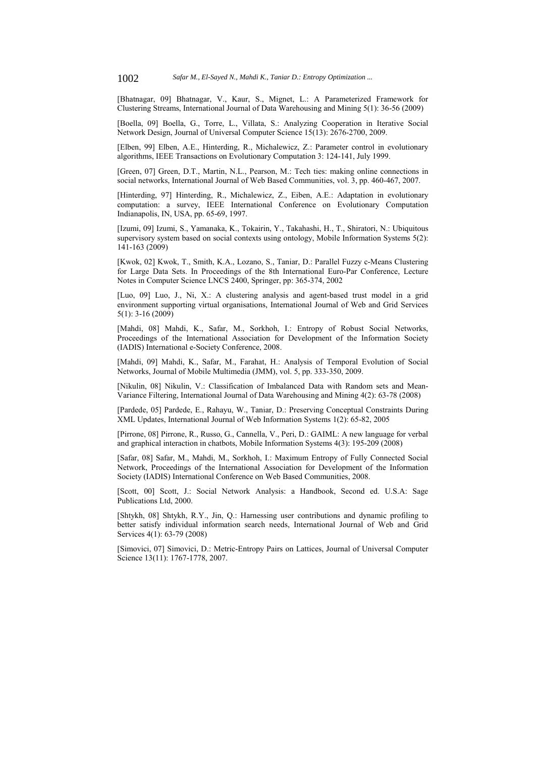[Bhatnagar, 09] Bhatnagar, V., Kaur, S., Mignet, L.: A Parameterized Framework for Clustering Streams, International Journal of Data Warehousing and Mining 5(1): 36-56 (2009)

[Boella, 09] Boella, G., Torre, L., Villata, S.: Analyzing Cooperation in Iterative Social Network Design, Journal of Universal Computer Science 15(13): 2676-2700, 2009.

[Elben, 99] Elben, A.E., Hinterding, R., Michalewicz, Z.: Parameter control in evolutionary algorithms, IEEE Transactions on Evolutionary Computation 3: 124-141, July 1999.

[Green, 07] Green, D.T., Martin, N.L., Pearson, M.: Tech ties: making online connections in social networks, International Journal of Web Based Communities, vol. 3, pp. 460-467, 2007.

[Hinterding, 97] Hinterding, R., Michalewicz, Z., Eiben, A.E.: Adaptation in evolutionary computation: a survey, IEEE International Conference on Evolutionary Computation Indianapolis, IN, USA, pp. 65-69, 1997.

[Izumi, 09] Izumi, S., Yamanaka, K., Tokairin, Y., Takahashi, H., T., Shiratori, N.: Ubiquitous supervisory system based on social contexts using ontology, Mobile Information Systems 5(2): 141-163 (2009)

[Kwok, 02] Kwok, T., Smith, K.A., Lozano, S., Taniar, D.: Parallel Fuzzy c-Means Clustering for Large Data Sets. In Proceedings of the 8th International Euro-Par Conference, Lecture Notes in Computer Science LNCS 2400, Springer, pp: 365-374, 2002

[Luo, 09] Luo, J., Ni, X.: A clustering analysis and agent-based trust model in a grid environment supporting virtual organisations, International Journal of Web and Grid Services 5(1): 3-16 (2009)

[Mahdi, 08] Mahdi, K., Safar, M., Sorkhoh, I.: Entropy of Robust Social Networks, Proceedings of the International Association for Development of the Information Society (IADIS) International e-Society Conference, 2008.

[Mahdi, 09] Mahdi, K., Safar, M., Farahat, H.: Analysis of Temporal Evolution of Social Networks, Journal of Mobile Multimedia (JMM), vol. 5, pp. 333-350, 2009.

[Nikulin, 08] Nikulin, V.: Classification of Imbalanced Data with Random sets and Mean-Variance Filtering, International Journal of Data Warehousing and Mining 4(2): 63-78 (2008)

[Pardede, 05] Pardede, E., Rahayu, W., Taniar, D.: Preserving Conceptual Constraints During XML Updates, International Journal of Web Information Systems 1(2): 65-82, 2005

[Pirrone, 08] Pirrone, R., Russo, G., Cannella, V., Peri, D.: GAIML: A new language for verbal and graphical interaction in chatbots, Mobile Information Systems 4(3): 195-209 (2008)

[Safar, 08] Safar, M., Mahdi, M., Sorkhoh, I.: Maximum Entropy of Fully Connected Social Network, Proceedings of the International Association for Development of the Information Society (IADIS) International Conference on Web Based Communities, 2008.

[Scott, 00] Scott, J.: Social Network Analysis: a Handbook, Second ed. U.S.A: Sage Publications Ltd, 2000.

[Shtykh, 08] Shtykh, R.Y., Jin, Q.: Harnessing user contributions and dynamic profiling to better satisfy individual information search needs, International Journal of Web and Grid Services 4(1): 63-79 (2008)

[Simovici, 07] Simovici, D.: Metric-Entropy Pairs on Lattices, Journal of Universal Computer Science 13(11): 1767-1778, 2007.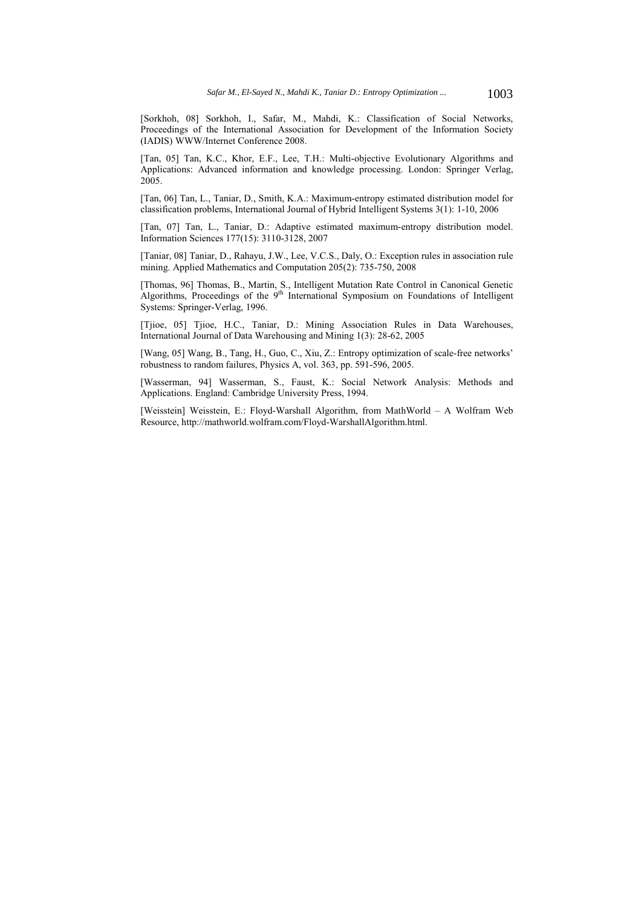[Sorkhoh, 08] Sorkhoh, I., Safar, M., Mahdi, K.: Classification of Social Networks, Proceedings of the International Association for Development of the Information Society (IADIS) WWW/Internet Conference 2008.

[Tan, 05] Tan, K.C., Khor, E.F., Lee, T.H.: Multi-objective Evolutionary Algorithms and Applications: Advanced information and knowledge processing. London: Springer Verlag, 2005.

[Tan, 06] Tan, L., Taniar, D., Smith, K.A.: Maximum-entropy estimated distribution model for classification problems, International Journal of Hybrid Intelligent Systems 3(1): 1-10, 2006

[Tan, 07] Tan, L., Taniar, D.: Adaptive estimated maximum-entropy distribution model. Information Sciences 177(15): 3110-3128, 2007

[Taniar, 08] Taniar, D., Rahayu, J.W., Lee, V.C.S., Daly, O.: Exception rules in association rule mining. Applied Mathematics and Computation 205(2): 735-750, 2008

[Thomas, 96] Thomas, B., Martin, S., Intelligent Mutation Rate Control in Canonical Genetic Algorithms, Proceedings of the 9th International Symposium on Foundations of Intelligent Systems: Springer-Verlag, 1996.

[Tjioe, 05] Tjioe, H.C., Taniar, D.: Mining Association Rules in Data Warehouses, International Journal of Data Warehousing and Mining 1(3): 28-62, 2005

[Wang, 05] Wang, B., Tang, H., Guo, C., Xiu, Z.: Entropy optimization of scale-free networks' robustness to random failures, Physics A, vol. 363, pp. 591-596, 2005.

[Wasserman, 94] Wasserman, S., Faust, K.: Social Network Analysis: Methods and Applications. England: Cambridge University Press, 1994.

[Weisstein] Weisstein, E.: Floyd-Warshall Algorithm, from MathWorld – A Wolfram Web Resource, http://mathworld.wolfram.com/Floyd-WarshallAlgorithm.html.